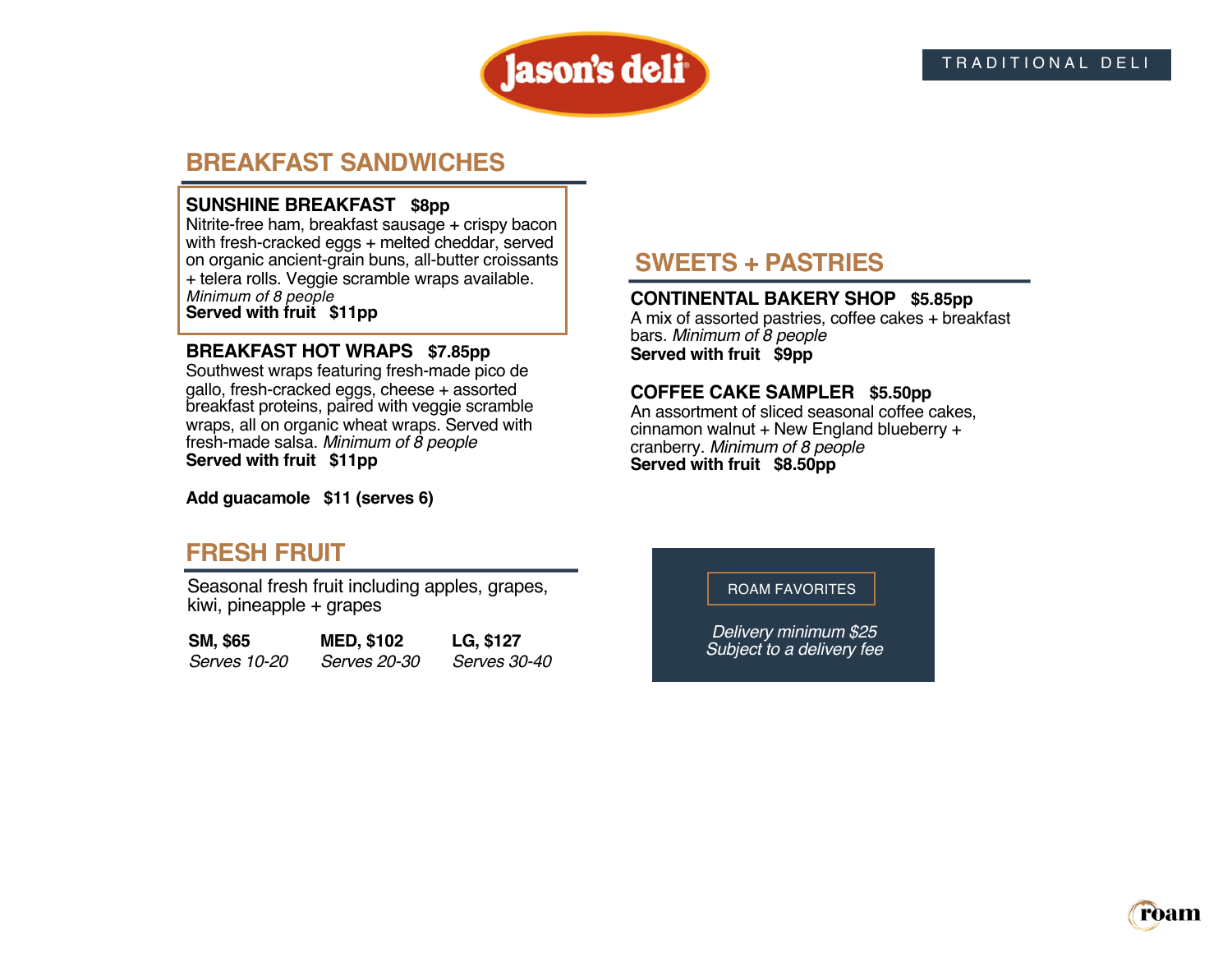jason's deli

TRADITIONAL DELI

## BREAKFAST SANDWICHES

**SUNSHINE BREAKFAST $8pp**
Nitrite-free ham, breakfast sausage + crispy bacon with fresh-cracked eggs + melted cheddar, served on organic ancient-grain buns, all-butter croissants + telera rolls. Veggie scramble wraps available.
*Minimum of 8 people*
**Served with fruit $11pp**

**BREAKFAST HOT WRAPS $7.85pp**
Southwest wraps featuring fresh-made pico de gallo, fresh-cracked eggs, cheese + assorted breakfast proteins, paired with veggie scramble wraps, all on organic wheat wraps. Served with fresh-made salsa. *Minimum of 8 people*
**Served with fruit $11pp**

**Add guacamole $11 (serves 6)**

## FRESH FRUIT

Seasonal fresh fruit including apples, grapes, kiwi, pineapple + grapes

| **SM, $65** | **MED, $102** | **LG, $127** |
|---|---|---|
| *Serves 10-20* | *Serves 20-30* | *Serves 30-40* |

## SWEETS + PASTRIES

**CONTINENTAL BAKERY SHOP $5.85pp**
A mix of assorted pastries, coffee cakes + breakfast bars. *Minimum of 8 people*
**Served with fruit $9pp**

**COFFEE CAKE SAMPLER $5.50pp**
An assortment of sliced seasonal coffee cakes, cinnamon walnut + New England blueberry + cranberry. *Minimum of 8 people*
**Served with fruit $8.50pp**

ROAM FAVORITES

*Delivery minimum $25*
*Subject to a delivery fee*

roam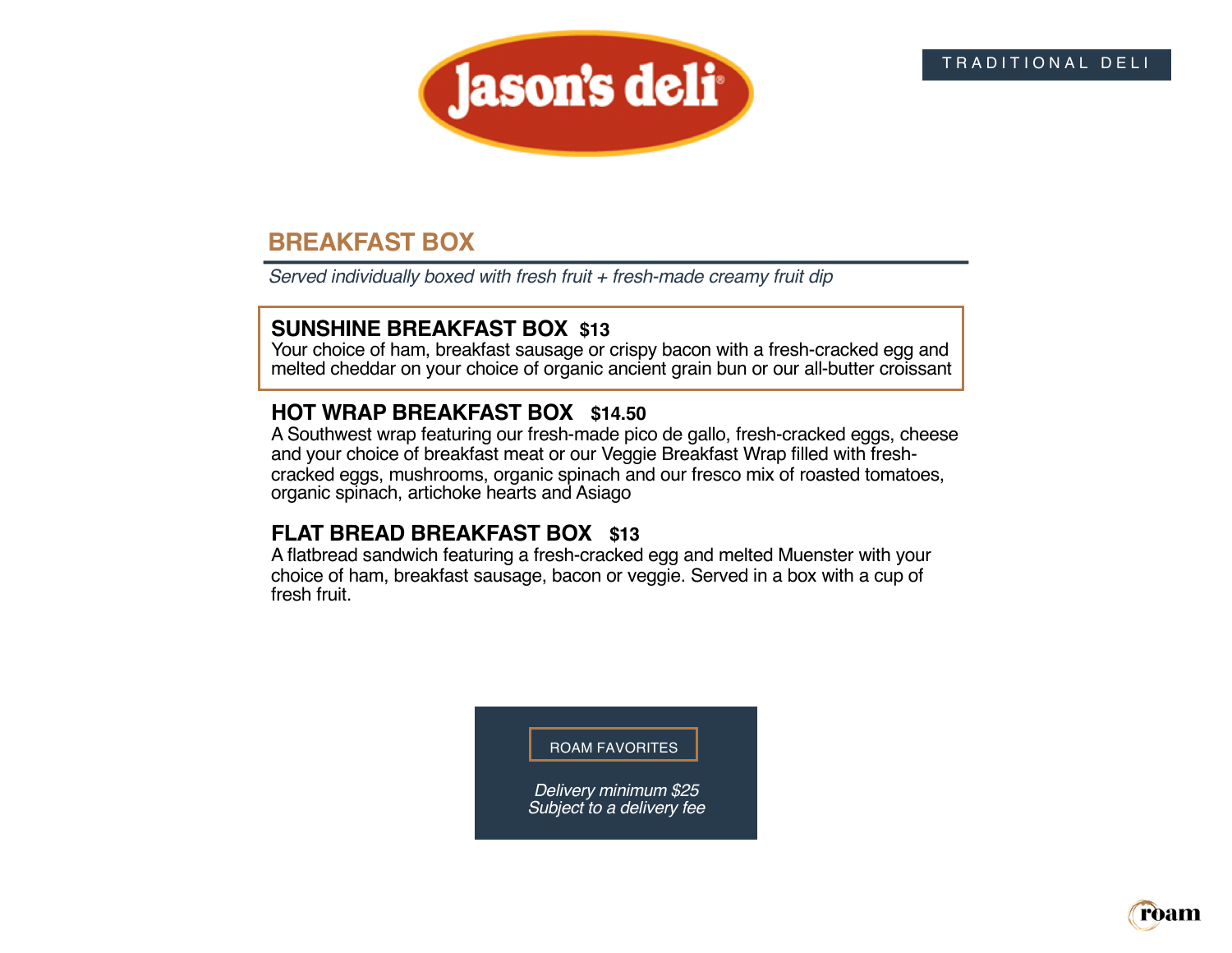jason's deli

TRADITIONAL DELI

## BREAKFAST BOX

*Served individually boxed with fresh fruit + fresh-made creamy fruit dip*

**SUNSHINE BREAKFAST BOX $13**
Your choice of ham, breakfast sausage or crispy bacon with a fresh-cracked egg and melted cheddar on your choice of organic ancient grain bun or our all-butter croissant

**HOT WRAP BREAKFAST BOX $14.50**
A Southwest wrap featuring our fresh-made pico de gallo, fresh-cracked eggs, cheese and your choice of breakfast meat or our Veggie Breakfast Wrap filled with fresh-cracked eggs, mushrooms, organic spinach and our fresco mix of roasted tomatoes, organic spinach, artichoke hearts and Asiago

**FLAT BREAD BREAKFAST BOX $13**
A flatbread sandwich featuring a fresh-cracked egg and melted Muenster with your choice of ham, breakfast sausage, bacon or veggie. Served in a box with a cup of fresh fruit.

ROAM FAVORITES

*Delivery minimum $25*
*Subject to a delivery fee*

roam